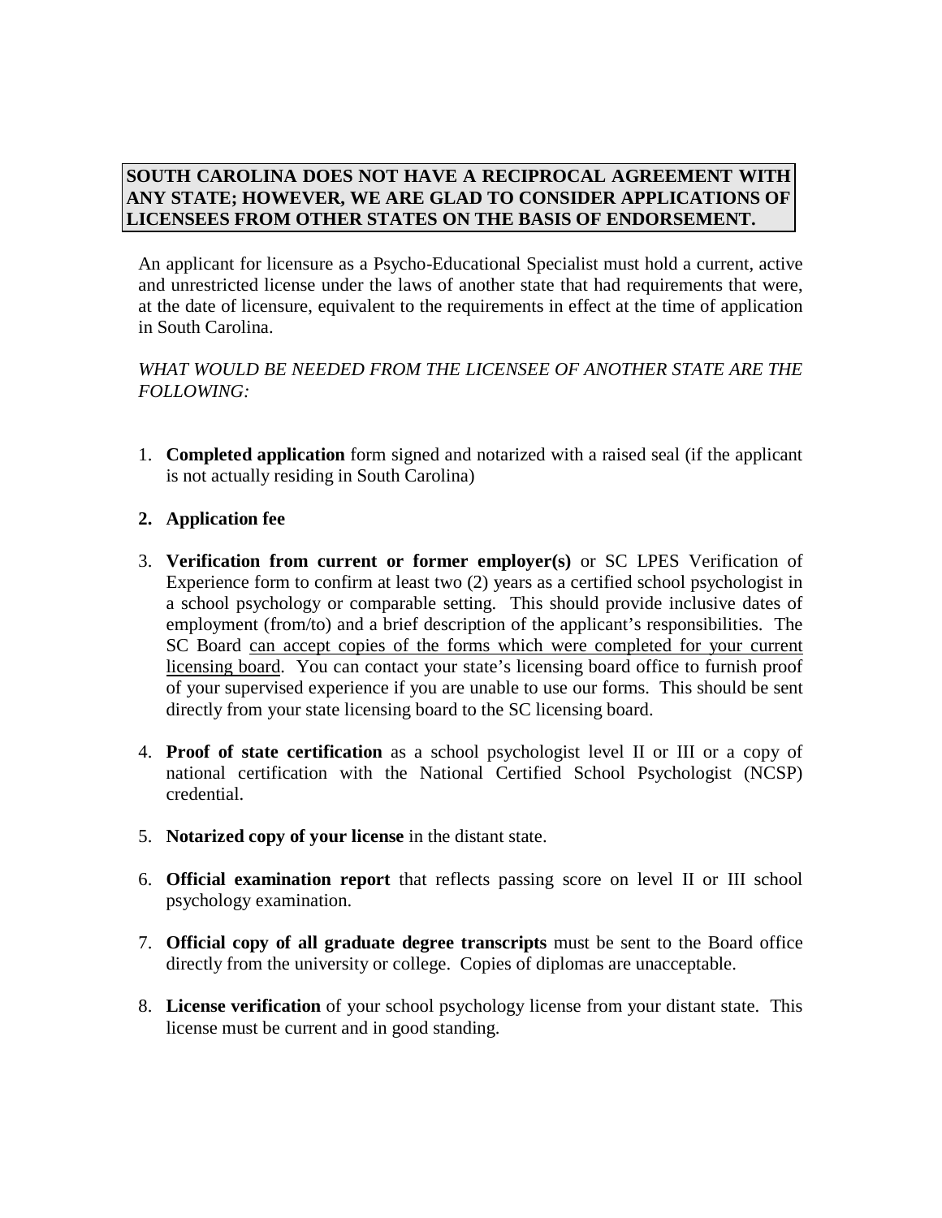**SOUTH CAROLINA DOES NOT HAVE A RECIPROCAL AGREEMENT WITH ANY STATE; HOWEVER, WE ARE GLAD TO CONSIDER APPLICATIONS OF LICENSEES FROM OTHER STATES ON THE BASIS OF ENDORSEMENT.**

An applicant for licensure as a Psycho-Educational Specialist must hold a current, active and unrestricted license under the laws of another state that had requirements that were, at the date of licensure, equivalent to the requirements in effect at the time of application in South Carolina.

*WHAT WOULD BE NEEDED FROM THE LICENSEE OF ANOTHER STATE ARE THE FOLLOWING:*

1. **Completed application** form signed and notarized with a raised seal (if the applicant is not actually residing in South Carolina)

2. **Application fee**

3. **Verification from current or former employer(s)** or SC LPES Verification of Experience form to confirm at least two (2) years as a certified school psychologist in a school psychology or comparable setting. This should provide inclusive dates of employment (from/to) and a brief description of the applicant's responsibilities. The SC Board can accept copies of the forms which were completed for your current licensing board. You can contact your state's licensing board office to furnish proof of your supervised experience if you are unable to use our forms. This should be sent directly from your state licensing board to the SC licensing board.

4. **Proof of state certification** as a school psychologist level II or III or a copy of national certification with the National Certified School Psychologist (NCSP) credential.

5. **Notarized copy of your license** in the distant state.

6. **Official examination report** that reflects passing score on level II or III school psychology examination.

7. **Official copy of all graduate degree transcripts** must be sent to the Board office directly from the university or college. Copies of diplomas are unacceptable.

8. **License verification** of your school psychology license from your distant state. This license must be current and in good standing.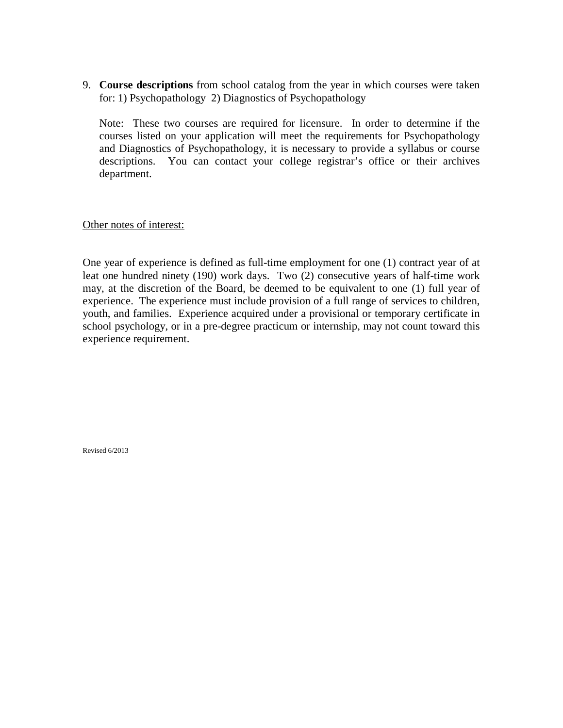9. **Course descriptions** from school catalog from the year in which courses were taken for: 1) Psychopathology 2) Diagnostics of Psychopathology

   Note: These two courses are required for licensure. In order to determine if the courses listed on your application will meet the requirements for Psychopathology and Diagnostics of Psychopathology, it is necessary to provide a syllabus or course descriptions. You can contact your college registrar's office or their archives department.

<u>Other notes of interest:</u>

One year of experience is defined as full-time employment for one (1) contract year of at leat one hundred ninety (190) work days. Two (2) consecutive years of half-time work may, at the discretion of the Board, be deemed to be equivalent to one (1) full year of experience. The experience must include provision of a full range of services to children, youth, and families. Experience acquired under a provisional or temporary certificate in school psychology, or in a pre-degree practicum or internship, may not count toward this experience requirement.

Revised 6/2013